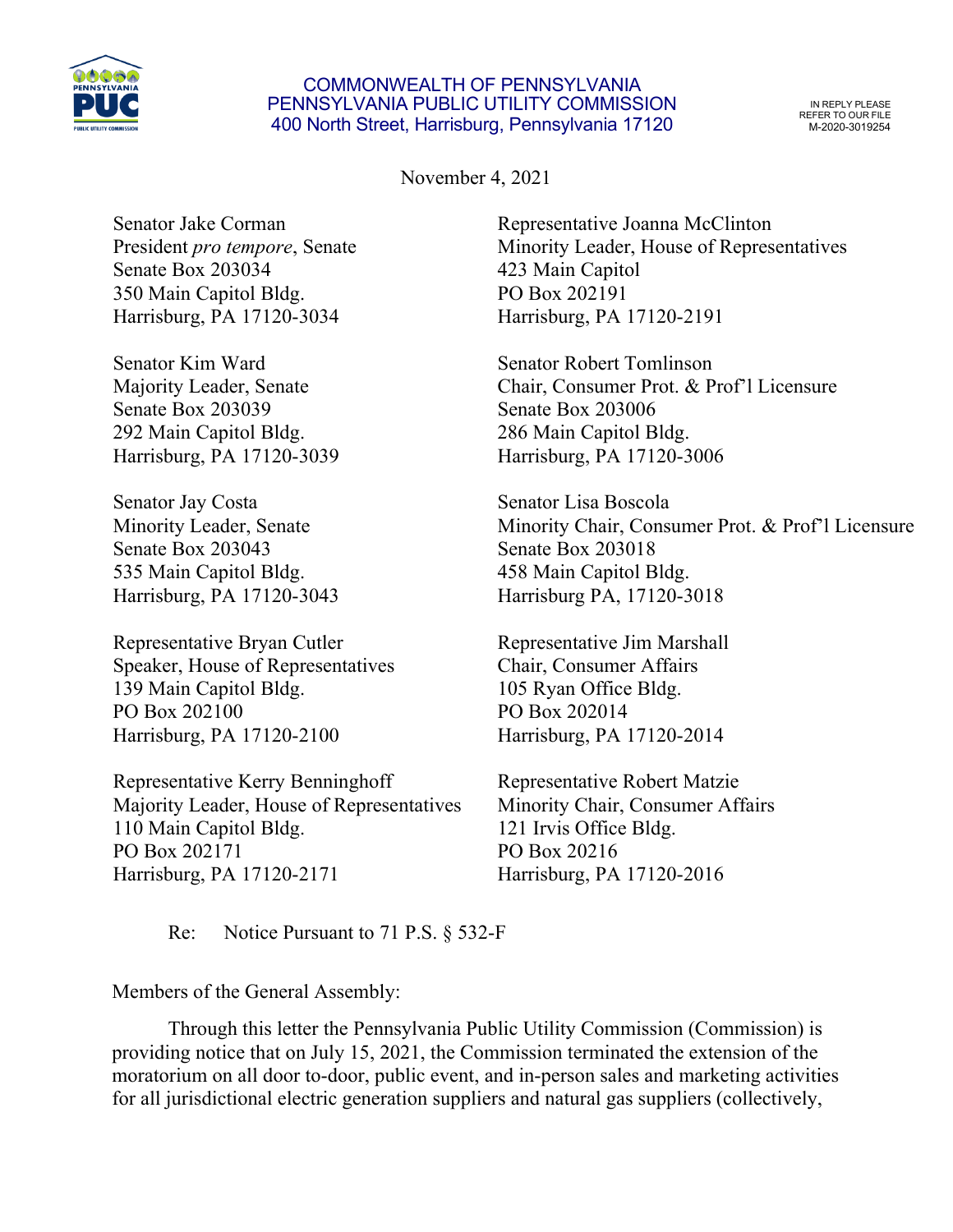COMMONWEALTH OF PENNSYLVANIA
PENNSYLVANIA PUBLIC UTILITY COMMISSION
400 North Street, Harrisburg, Pennsylvania 17120

IN REPLY PLEASE REFER TO OUR FILE
M-2020-3019254

November 4, 2021

Senator Jake Corman
President *pro tempore*, Senate
Senate Box 203034
350 Main Capitol Bldg.
Harrisburg, PA 17120-3034

Senator Kim Ward
Majority Leader, Senate
Senate Box 203039
292 Main Capitol Bldg.
Harrisburg, PA 17120-3039

Senator Jay Costa
Minority Leader, Senate
Senate Box 203043
535 Main Capitol Bldg.
Harrisburg, PA 17120-3043

Representative Bryan Cutler
Speaker, House of Representatives
139 Main Capitol Bldg.
PO Box 202100
Harrisburg, PA 17120-2100

Representative Kerry Benninghoff
Majority Leader, House of Representatives
110 Main Capitol Bldg.
PO Box 202171
Harrisburg, PA 17120-2171

Representative Joanna McClinton
Minority Leader, House of Representatives
423 Main Capitol
PO Box 202191
Harrisburg, PA 17120-2191

Senator Robert Tomlinson
Chair, Consumer Prot. & Prof'l Licensure
Senate Box 203006
286 Main Capitol Bldg.
Harrisburg, PA 17120-3006

Senator Lisa Boscola
Minority Chair, Consumer Prot. & Prof'l Licensure
Senate Box 203018
458 Main Capitol Bldg.
Harrisburg PA, 17120-3018

Representative Jim Marshall
Chair, Consumer Affairs
105 Ryan Office Bldg.
PO Box 202014
Harrisburg, PA 17120-2014

Representative Robert Matzie
Minority Chair, Consumer Affairs
121 Irvis Office Bldg.
PO Box 20216
Harrisburg, PA 17120-2016

Re: Notice Pursuant to 71 P.S. § 532-F

Members of the General Assembly:

Through this letter the Pennsylvania Public Utility Commission (Commission) is providing notice that on July 15, 2021, the Commission terminated the extension of the moratorium on all door to-door, public event, and in-person sales and marketing activities for all jurisdictional electric generation suppliers and natural gas suppliers (collectively,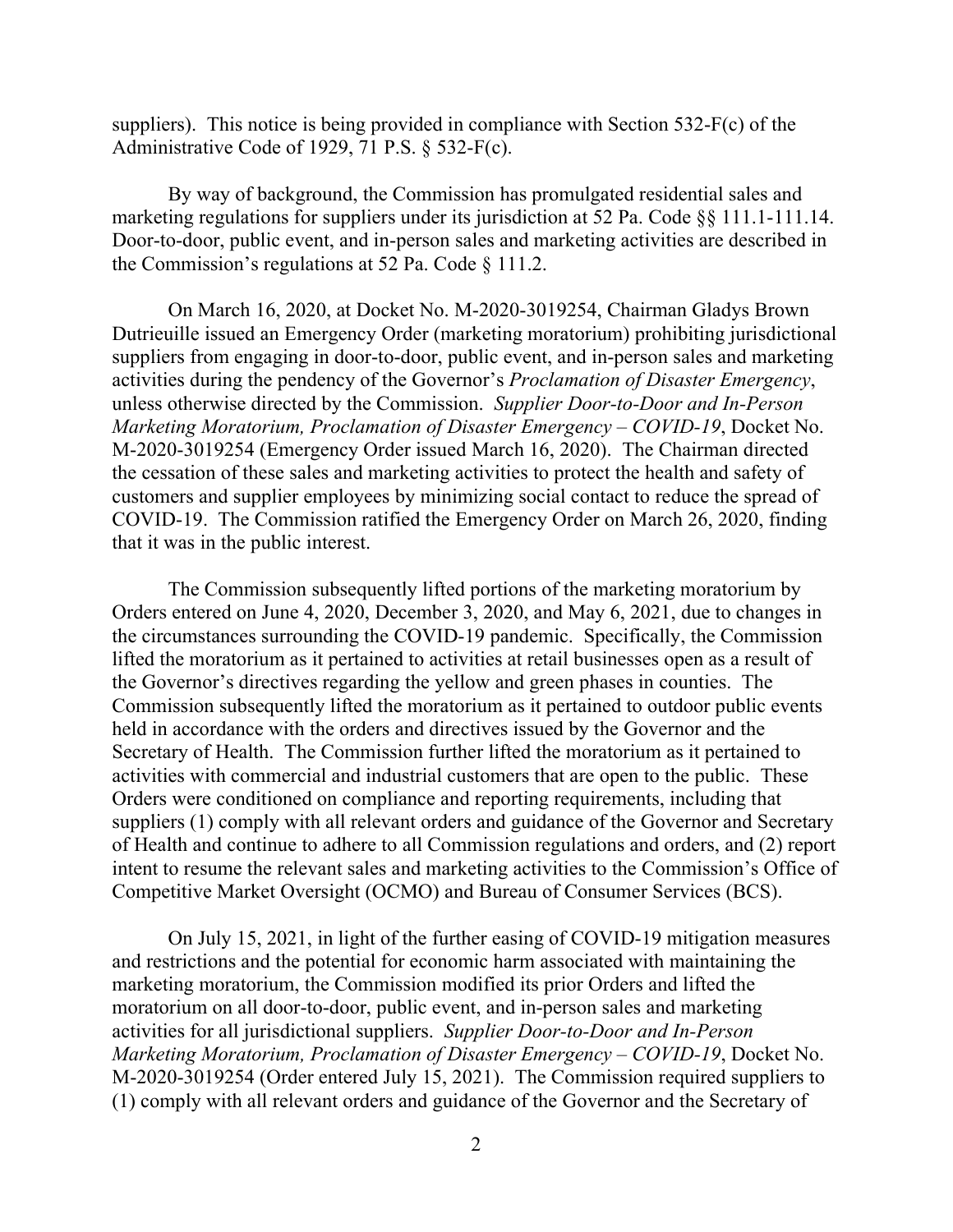suppliers). This notice is being provided in compliance with Section 532-F(c) of the Administrative Code of 1929, 71 P.S. § 532-F(c).

By way of background, the Commission has promulgated residential sales and marketing regulations for suppliers under its jurisdiction at 52 Pa. Code §§ 111.1-111.14. Door-to-door, public event, and in-person sales and marketing activities are described in the Commission's regulations at 52 Pa. Code § 111.2.

On March 16, 2020, at Docket No. M-2020-3019254, Chairman Gladys Brown Dutrieuille issued an Emergency Order (marketing moratorium) prohibiting jurisdictional suppliers from engaging in door-to-door, public event, and in-person sales and marketing activities during the pendency of the Governor's *Proclamation of Disaster Emergency*, unless otherwise directed by the Commission. *Supplier Door-to-Door and In-Person Marketing Moratorium, Proclamation of Disaster Emergency – COVID-19*, Docket No. M-2020-3019254 (Emergency Order issued March 16, 2020). The Chairman directed the cessation of these sales and marketing activities to protect the health and safety of customers and supplier employees by minimizing social contact to reduce the spread of COVID-19. The Commission ratified the Emergency Order on March 26, 2020, finding that it was in the public interest.

The Commission subsequently lifted portions of the marketing moratorium by Orders entered on June 4, 2020, December 3, 2020, and May 6, 2021, due to changes in the circumstances surrounding the COVID-19 pandemic. Specifically, the Commission lifted the moratorium as it pertained to activities at retail businesses open as a result of the Governor's directives regarding the yellow and green phases in counties. The Commission subsequently lifted the moratorium as it pertained to outdoor public events held in accordance with the orders and directives issued by the Governor and the Secretary of Health. The Commission further lifted the moratorium as it pertained to activities with commercial and industrial customers that are open to the public. These Orders were conditioned on compliance and reporting requirements, including that suppliers (1) comply with all relevant orders and guidance of the Governor and Secretary of Health and continue to adhere to all Commission regulations and orders, and (2) report intent to resume the relevant sales and marketing activities to the Commission's Office of Competitive Market Oversight (OCMO) and Bureau of Consumer Services (BCS).

On July 15, 2021, in light of the further easing of COVID-19 mitigation measures and restrictions and the potential for economic harm associated with maintaining the marketing moratorium, the Commission modified its prior Orders and lifted the moratorium on all door-to-door, public event, and in-person sales and marketing activities for all jurisdictional suppliers. *Supplier Door-to-Door and In-Person Marketing Moratorium, Proclamation of Disaster Emergency – COVID-19*, Docket No. M-2020-3019254 (Order entered July 15, 2021). The Commission required suppliers to (1) comply with all relevant orders and guidance of the Governor and the Secretary of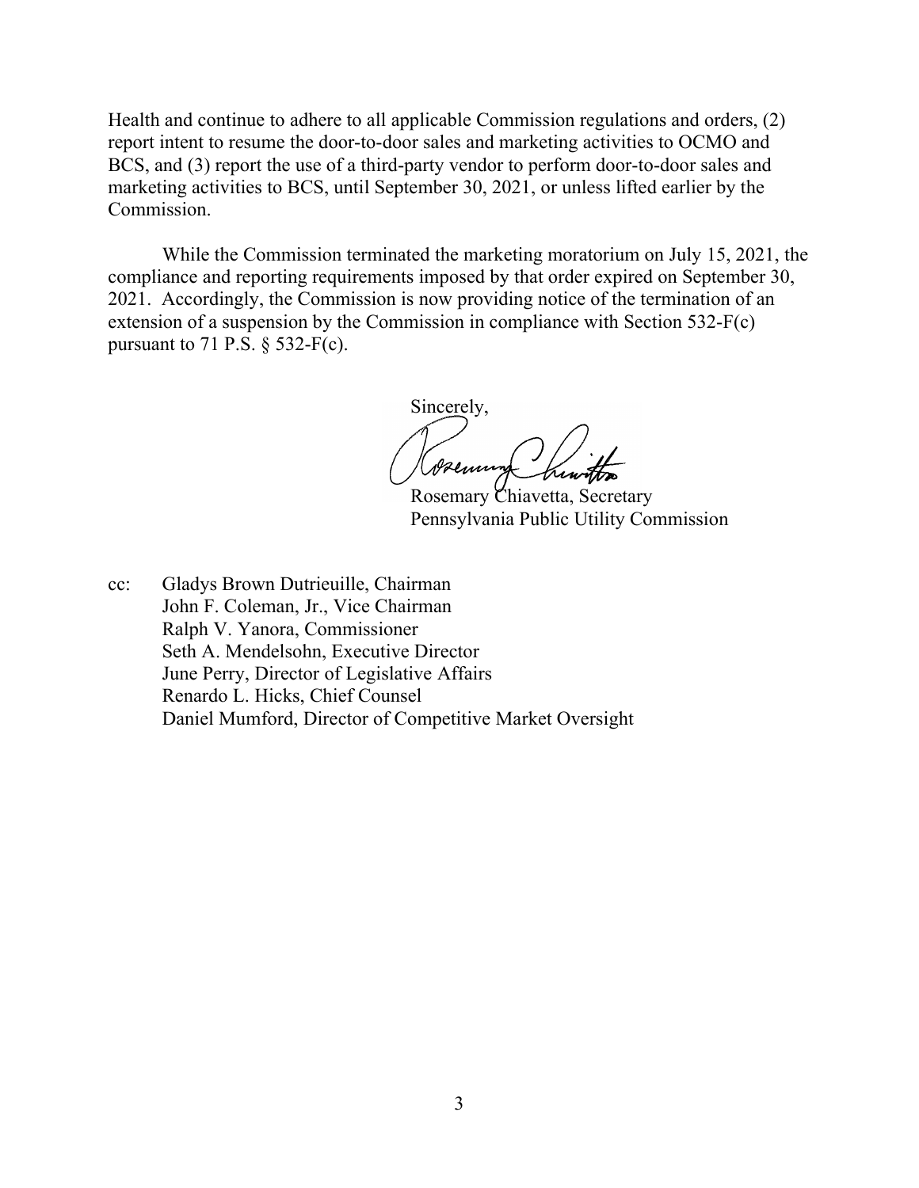Health and continue to adhere to all applicable Commission regulations and orders, (2) report intent to resume the door-to-door sales and marketing activities to OCMO and BCS, and (3) report the use of a third-party vendor to perform door-to-door sales and marketing activities to BCS, until September 30, 2021, or unless lifted earlier by the Commission.

While the Commission terminated the marketing moratorium on July 15, 2021, the compliance and reporting requirements imposed by that order expired on September 30, 2021. Accordingly, the Commission is now providing notice of the termination of an extension of a suspension by the Commission in compliance with Section 532-F(c) pursuant to 71 P.S. § 532-F(c).

Sincerely,

Rosemary Chiavetta, Secretary
Pennsylvania Public Utility Commission

cc: Gladys Brown Dutrieuille, Chairman
John F. Coleman, Jr., Vice Chairman
Ralph V. Yanora, Commissioner
Seth A. Mendelsohn, Executive Director
June Perry, Director of Legislative Affairs
Renardo L. Hicks, Chief Counsel
Daniel Mumford, Director of Competitive Market Oversight